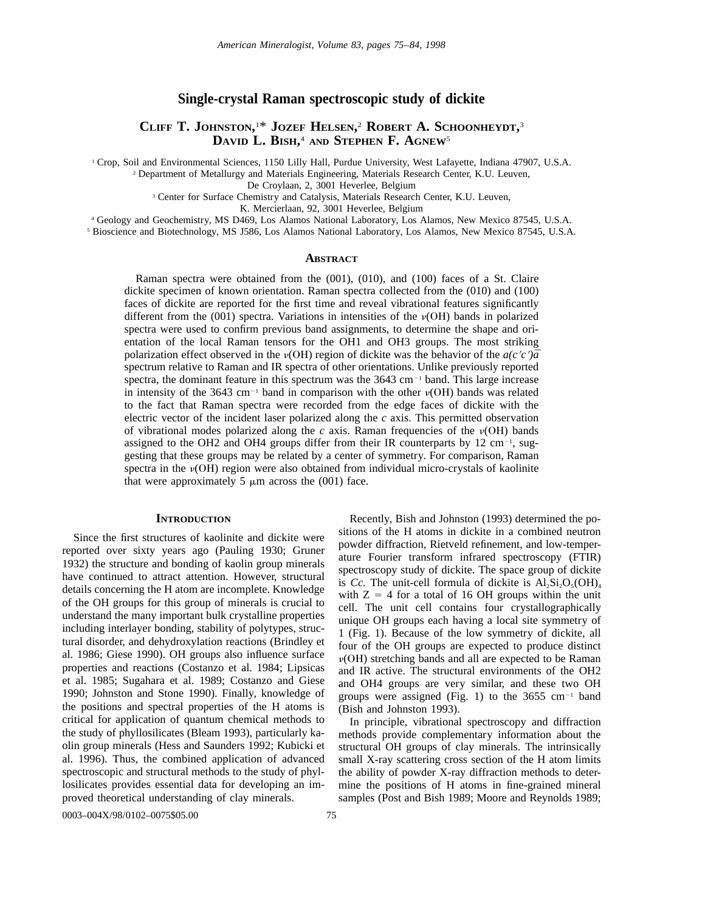# Single-crystal Raman spectroscopic study of dickite

**Cliff T. Johnston,[1]* Jozef Helsen,[2] Robert A. Schoonheydt,[3] David L. Bish,[4] and Stephen F. Agnew[5]**

[1] Crop, Soil and Environmental Sciences, 1150 Lilly Hall, Purdue University, West Lafayette, Indiana 47907, U.S.A.
[2] Department of Metallurgy and Materials Engineering, Materials Research Center, K.U. Leuven, De Croylaan, 2, 3001 Heverlee, Belgium
[3] Center for Surface Chemistry and Catalysis, Materials Research Center, K.U. Leuven, K. Mercierlaan, 92, 3001 Heverlee, Belgium
[4] Geology and Geochemistry, MS D469, Los Alamos National Laboratory, Los Alamos, New Mexico 87545, U.S.A.
[5] Bioscience and Biotechnology, MS J586, Los Alamos National Laboratory, Los Alamos, New Mexico 87545, U.S.A.

## Abstract

Raman spectra were obtained from the (001), (010), and (100) faces of a St. Claire dickite specimen of known orientation. Raman spectra collected from the (010) and (100) faces of dickite are reported for the first time and reveal vibrational features significantly different from the (001) spectra. Variations in intensities of the $\nu$(OH) bands in polarized spectra were used to confirm previous band assignments, to determine the shape and orientation of the local Raman tensors for the OH1 and OH3 groups. The most striking polarization effect observed in the $\nu$(OH) region of dickite was the behavior of the $a(c'c')\overline{a}$ spectrum relative to Raman and IR spectra of other orientations. Unlike previously reported spectra, the dominant feature in this spectrum was the 3643 $cm^{-1}$ band. This large increase in intensity of the 3643 $cm^{-1}$ band in comparison with the other $\nu$(OH) bands was related to the fact that Raman spectra were recorded from the edge faces of dickite with the electric vector of the incident laser polarized along the *c* axis. This permitted observation of vibrational modes polarized along the *c* axis. Raman frequencies of the $\nu$(OH) bands assigned to the OH2 and OH4 groups differ from their IR counterparts by 12 $cm^{-1}$, suggesting that these groups may be related by a center of symmetry. For comparison, Raman spectra in the $\nu$(OH) region were also obtained from individual micro-crystals of kaolinite that were approximately 5 $\mu$m across the (001) face.

## Introduction

Since the first structures of kaolinite and dickite were reported over sixty years ago (Pauling 1930; Gruner 1932) the structure and bonding of kaolin group minerals have continued to attract attention. However, structural details concerning the H atom are incomplete. Knowledge of the OH groups for this group of minerals is crucial to understand the many important bulk crystalline properties including interlayer bonding, stability of polytypes, structural disorder, and dehydroxylation reactions (Brindley et al. 1986; Giese 1990). OH groups also influence surface properties and reactions (Costanzo et al. 1984; Lipsicas et al. 1985; Sugahara et al. 1989; Costanzo and Giese 1990; Johnston and Stone 1990). Finally, knowledge of the positions and spectral properties of the H atoms is critical for application of quantum chemical methods to the study of phyllosilicates (Bleam 1993), particularly kaolin group minerals (Hess and Saunders 1992; Kubicki et al. 1996). Thus, the combined application of advanced spectroscopic and structural methods to the study of phyllosilicates provides essential data for developing an improved theoretical understanding of clay minerals.

Recently, Bish and Johnston (1993) determined the positions of the H atoms in dickite in a combined neutron powder diffraction, Rietveld refinement, and low-temperature Fourier transform infrared spectroscopy (FTIR) spectroscopy study of dickite. The space group of dickite is *Cc*. The unit-cell formula of dickite is $Al_2Si_2O_5(OH)_4$ with Z = 4 for a total of 16 OH groups within the unit cell. The unit cell contains four crystallographically unique OH groups each having a local site symmetry of 1 (Fig. 1). Because of the low symmetry of dickite, all four of the OH groups are expected to produce distinct $\nu$(OH) stretching bands and all are expected to be Raman and IR active. The structural environments of the OH2 and OH4 groups are very similar, and these two OH groups were assigned (Fig. 1) to the 3655 $cm^{-1}$ band (Bish and Johnston 1993).

In principle, vibrational spectroscopy and diffraction methods provide complementary information about the structural OH groups of clay minerals. The intrinsically small X-ray scattering cross section of the H atom limits the ability of powder X-ray diffraction methods to determine the positions of H atoms in fine-grained mineral samples (Post and Bish 1989; Moore and Reynolds 1989;

0003–004X/98/0102–0075$05.00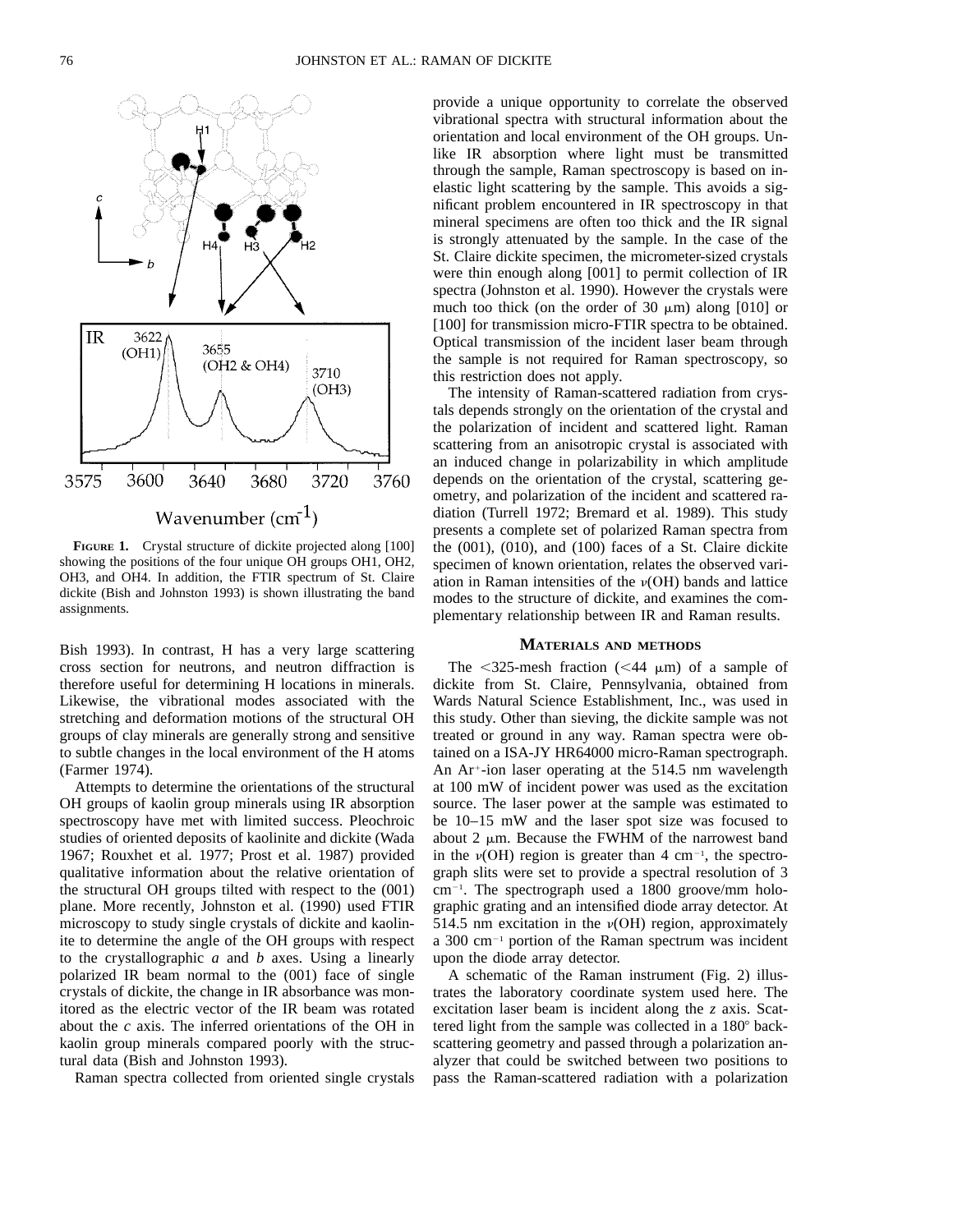**FIGURE 1.** Crystal structure of dickite projected along [100] showing the positions of the four unique OH groups OH1, OH2, OH3, and OH4. In addition, the FTIR spectrum of St. Claire dickite (Bish and Johnston 1993) is shown illustrating the band assignments.

Bish 1993). In contrast, H has a very large scattering cross section for neutrons, and neutron diffraction is therefore useful for determining H locations in minerals. Likewise, the vibrational modes associated with the stretching and deformation motions of the structural OH groups of clay minerals are generally strong and sensitive to subtle changes in the local environment of the H atoms (Farmer 1974).

Attempts to determine the orientations of the structural OH groups of kaolin group minerals using IR absorption spectroscopy have met with limited success. Pleochroic studies of oriented deposits of kaolinite and dickite (Wada 1967; Rouxhet et al. 1977; Prost et al. 1987) provided qualitative information about the relative orientation of the structural OH groups tilted with respect to the (001) plane. More recently, Johnston et al. (1990) used FTIR microscopy to study single crystals of dickite and kaolinite to determine the angle of the OH groups with respect to the crystallographic *a* and *b* axes. Using a linearly polarized IR beam normal to the (001) face of single crystals of dickite, the change in IR absorbance was monitored as the electric vector of the IR beam was rotated about the *c* axis. The inferred orientations of the OH in kaolin group minerals compared poorly with the structural data (Bish and Johnston 1993).

Raman spectra collected from oriented single crystals provide a unique opportunity to correlate the observed vibrational spectra with structural information about the orientation and local environment of the OH groups. Unlike IR absorption where light must be transmitted through the sample, Raman spectroscopy is based on inelastic light scattering by the sample. This avoids a significant problem encountered in IR spectroscopy in that mineral specimens are often too thick and the IR signal is strongly attenuated by the sample. In the case of the St. Claire dickite specimen, the micrometer-sized crystals were thin enough along [001] to permit collection of IR spectra (Johnston et al. 1990). However the crystals were much too thick (on the order of 30 μm) along [010] or [100] for transmission micro-FTIR spectra to be obtained. Optical transmission of the incident laser beam through the sample is not required for Raman spectroscopy, so this restriction does not apply.

The intensity of Raman-scattered radiation from crystals depends strongly on the orientation of the crystal and the polarization of incident and scattered light. Raman scattering from an anisotropic crystal is associated with an induced change in polarizability in which amplitude depends on the orientation of the crystal, scattering geometry, and polarization of the incident and scattered radiation (Turrell 1972; Bremard et al. 1989). This study presents a complete set of polarized Raman spectra from the (001), (010), and (100) faces of a St. Claire dickite specimen of known orientation, relates the observed variation in Raman intensities of the $\nu$(OH) bands and lattice modes to the structure of dickite, and examines the complementary relationship between IR and Raman results.

## MATERIALS AND METHODS

The <325-mesh fraction (<44 μm) of a sample of dickite from St. Claire, Pennsylvania, obtained from Wards Natural Science Establishment, Inc., was used in this study. Other than sieving, the dickite sample was not treated or ground in any way. Raman spectra were obtained on a ISA-JY HR64000 micro-Raman spectrograph. An $Ar^+$-ion laser operating at the 514.5 nm wavelength at 100 mW of incident power was used as the excitation source. The laser power at the sample was estimated to be 10–15 mW and the laser spot size was focused to about 2 μm. Because the FWHM of the narrowest band in the $\nu$(OH) region is greater than 4 $cm^{-1}$, the spectrograph slits were set to provide a spectral resolution of 3 $cm^{-1}$. The spectrograph used a 1800 groove/mm holographic grating and an intensified diode array detector. At 514.5 nm excitation in the $\nu$(OH) region, approximately a 300 $cm^{-1}$ portion of the Raman spectrum was incident upon the diode array detector.

A schematic of the Raman instrument (Fig. 2) illustrates the laboratory coordinate system used here. The excitation laser beam is incident along the *z* axis. Scattered light from the sample was collected in a 180° backscattering geometry and passed through a polarization analyzer that could be switched between two positions to pass the Raman-scattered radiation with a polarization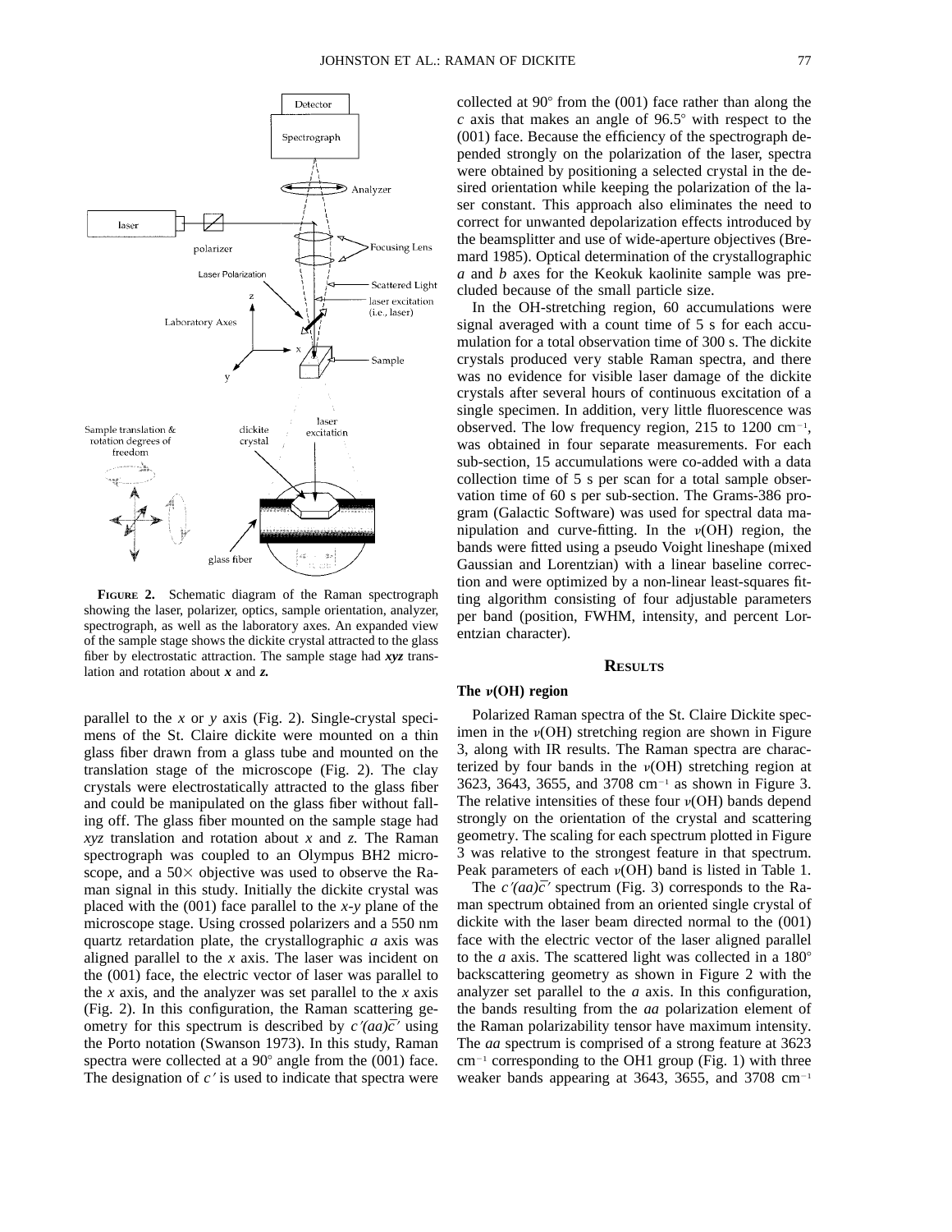**FIGURE 2.** Schematic diagram of the Raman spectrograph showing the laser, polarizer, optics, sample orientation, analyzer, spectrograph, as well as the laboratory axes. An expanded view of the sample stage shows the dickite crystal attracted to the glass fiber by electrostatic attraction. The sample stage had ***xyz*** translation and rotation about ***x*** and ***z.***

parallel to the *x* or *y* axis (Fig. 2). Single-crystal specimens of the St. Claire dickite were mounted on a thin glass fiber drawn from a glass tube and mounted on the translation stage of the microscope (Fig. 2). The clay crystals were electrostatically attracted to the glass fiber and could be manipulated on the glass fiber without falling off. The glass fiber mounted on the sample stage had *xyz* translation and rotation about *x* and *z*. The Raman spectrograph was coupled to an Olympus BH2 microscope, and a 50× objective was used to observe the Raman signal in this study. Initially the dickite crystal was placed with the (001) face parallel to the *x-y* plane of the microscope stage. Using crossed polarizers and a 550 nm quartz retardation plate, the crystallographic *a* axis was aligned parallel to the *x* axis. The laser was incident on the (001) face, the electric vector of laser was parallel to the *x* axis, and the analyzer was set parallel to the *x* axis (Fig. 2). In this configuration, the Raman scattering geometry for this spectrum is described by $c'(aa)\bar{c}'$ using the Porto notation (Swanson 1973). In this study, Raman spectra were collected at a 90° angle from the (001) face. The designation of $c'$ is used to indicate that spectra were collected at 90° from the (001) face rather than along the *c* axis that makes an angle of 96.5° with respect to the (001) face. Because the efficiency of the spectrograph depended strongly on the polarization of the laser, spectra were obtained by positioning a selected crystal in the desired orientation while keeping the polarization of the laser constant. This approach also eliminates the need to correct for unwanted depolarization effects introduced by the beamsplitter and use of wide-aperture objectives (Bremard 1985). Optical determination of the crystallographic *a* and *b* axes for the Keokuk kaolinite sample was precluded because of the small particle size.

In the OH-stretching region, 60 accumulations were signal averaged with a count time of 5 s for each accumulation for a total observation time of 300 s. The dickite crystals produced very stable Raman spectra, and there was no evidence for visible laser damage of the dickite crystals after several hours of continuous excitation of a single specimen. In addition, very little fluorescence was observed. The low frequency region, 215 to 1200 $cm^{-1}$, was obtained in four separate measurements. For each sub-section, 15 accumulations were co-added with a data collection time of 5 s per scan for a total sample observation time of 60 s per sub-section. The Grams-386 program (Galactic Software) was used for spectral data manipulation and curve-fitting. In the $\nu$(OH) region, the bands were fitted using a pseudo Voight lineshape (mixed Gaussian and Lorentzian) with a linear baseline correction and were optimized by a non-linear least-squares fitting algorithm consisting of four adjustable parameters per band (position, FWHM, intensity, and percent Lorentzian character).

## RESULTS

### The $\nu$(OH) region

Polarized Raman spectra of the St. Claire Dickite specimen in the $\nu$(OH) stretching region are shown in Figure 3, along with IR results. The Raman spectra are characterized by four bands in the $\nu$(OH) stretching region at 3623, 3643, 3655, and 3708 $cm^{-1}$ as shown in Figure 3. The relative intensities of these four $\nu$(OH) bands depend strongly on the orientation of the crystal and scattering geometry. The scaling for each spectrum plotted in Figure 3 was relative to the strongest feature in that spectrum. Peak parameters of each $\nu$(OH) band is listed in Table 1.

The $c'(aa)\bar{c}'$ spectrum (Fig. 3) corresponds to the Raman spectrum obtained from an oriented single crystal of dickite with the laser beam directed normal to the (001) face with the electric vector of the laser aligned parallel to the *a* axis. The scattered light was collected in a 180° backscattering geometry as shown in Figure 2 with the analyzer set parallel to the *a* axis. In this configuration, the bands resulting from the *aa* polarization element of the Raman polarizability tensor have maximum intensity. The *aa* spectrum is comprised of a strong feature at 3623 $cm^{-1}$ corresponding to the OH1 group (Fig. 1) with three weaker bands appearing at 3643, 3655, and 3708 $cm^{-1}$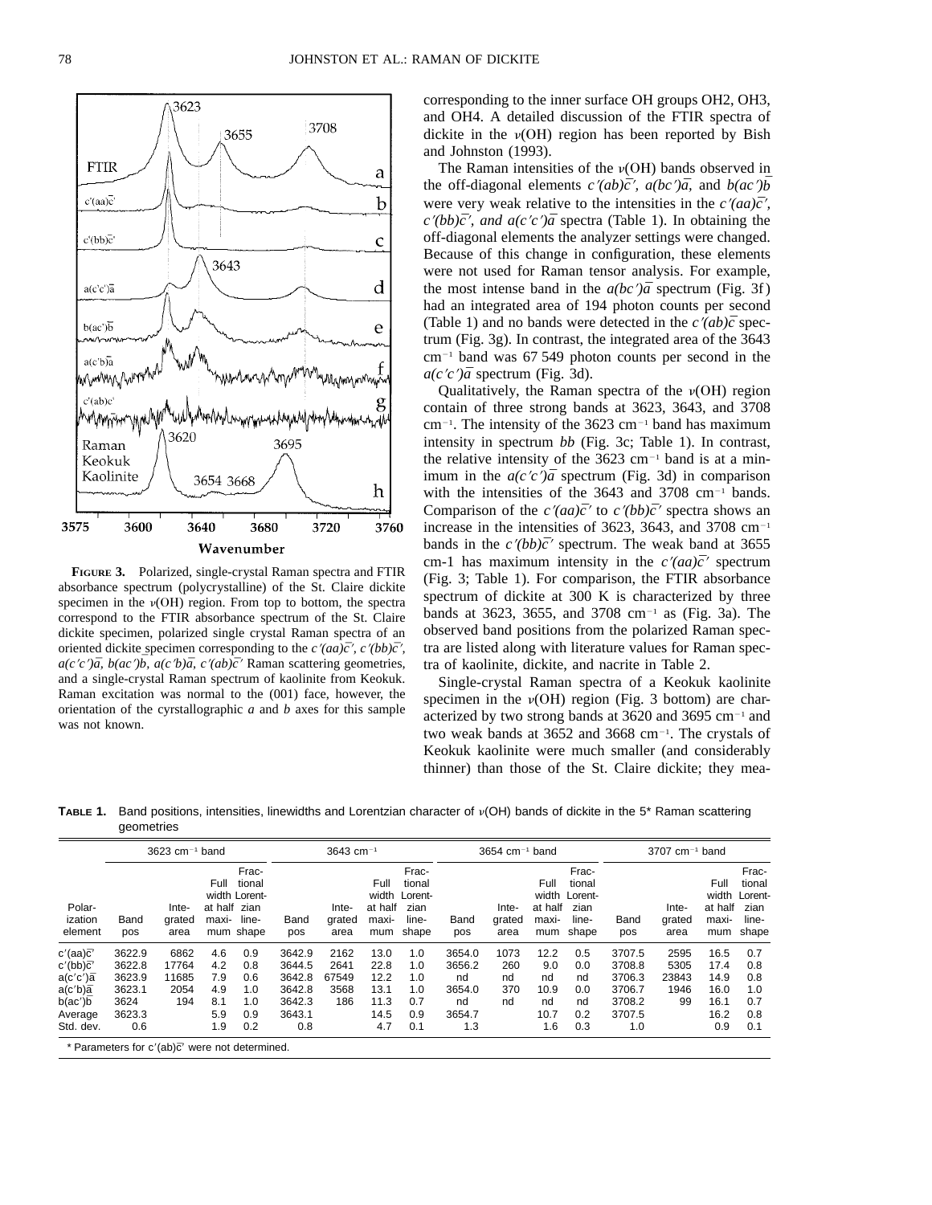FIGURE 3. Polarized, single-crystal Raman spectra and FTIR absorbance spectrum (polycrystalline) of the St. Claire dickite specimen in the $\nu$(OH) region. From top to bottom, the spectra correspond to the FTIR absorbance spectrum of the St. Claire dickite specimen, polarized single crystal Raman spectra of an oriented dickite specimen corresponding to the $c'(aa)\bar{c}'$, $c'(bb)\bar{c}'$, $a(c'c')\bar{a}$, $b(ac')\bar{b}$, $a(c'b)\bar{a}$, $c'(ab)\bar{c}'$ Raman scattering geometries, and a single-crystal Raman spectrum of kaolinite from Keokuk. Raman excitation was normal to the (001) face, however, the orientation of the cyrstallographic *a* and *b* axes for this sample was not known.

corresponding to the inner surface OH groups OH2, OH3, and OH4. A detailed discussion of the FTIR spectra of dickite in the $\nu$(OH) region has been reported by Bish and Johnston (1993).

The Raman intensities of the $\nu$(OH) bands observed in the off-diagonal elements $c'(ab)\bar{c}'$, $a(bc')\bar{a}$, and $b(ac')\bar{b}$ were very weak relative to the intensities in the $c'(aa)\bar{c}'$, $c'(bb)\bar{c}'$, *and* $a(c'c')\bar{a}$ spectra (Table 1). In obtaining the off-diagonal elements the analyzer settings were changed. Because of this change in configuration, these elements were not used for Raman tensor analysis. For example, the most intense band in the $a(bc')\bar{a}$ spectrum (Fig. 3f) had an integrated area of 194 photon counts per second (Table 1) and no bands were detected in the $c'(ab)\bar{c}$ spectrum (Fig. 3g). In contrast, the integrated area of the 3643 $cm^{-1}$ band was 67 549 photon counts per second in the $a(c'c')\bar{a}$ spectrum (Fig. 3d).

Qualitatively, the Raman spectra of the $\nu$(OH) region contain of three strong bands at 3623, 3643, and 3708 $cm^{-1}$. The intensity of the 3623 $cm^{-1}$ band has maximum intensity in spectrum *bb* (Fig. 3c; Table 1). In contrast, the relative intensity of the 3623 $cm^{-1}$ band is at a minimum in the $a(c'c')\bar{a}$ spectrum (Fig. 3d) in comparison with the intensities of the 3643 and 3708 $cm^{-1}$ bands. Comparison of the $c'(aa)\bar{c}'$ to $c'(bb)\bar{c}'$ spectra shows an increase in the intensities of 3623, 3643, and 3708 $cm^{-1}$ bands in the $c'(bb)\bar{c}'$ spectrum. The weak band at 3655 cm-1 has maximum intensity in the $c'(aa)\bar{c}'$ spectrum (Fig. 3; Table 1). For comparison, the FTIR absorbance spectrum of dickite at 300 K is characterized by three bands at 3623, 3655, and 3708 $cm^{-1}$ as (Fig. 3a). The observed band positions from the polarized Raman spectra are listed along with literature values for Raman spectra of kaolinite, dickite, and nacrite in Table 2.

Single-crystal Raman spectra of a Keokuk kaolinite specimen in the $\nu$(OH) region (Fig. 3 bottom) are characterized by two strong bands at 3620 and 3695 $cm^{-1}$ and two weak bands at 3652 and 3668 $cm^{-1}$. The crystals of Keokuk kaolinite were much smaller (and considerably thinner) than those of the St. Claire dickite; they mea-

**TABLE 1.** Band positions, intensities, linewidths and Lorentzian character of $\nu$(OH) bands of dickite in the 5* Raman scattering geometries

| | 3623 $cm^{-1}$ band | | | | 3643 $cm^{-1}$ | | | | 3654 $cm^{-1}$ band | | | | 3707 $cm^{-1}$ band | | | |
|---|---|---|---|---|---|---|---|---|---|---|---|---|---|---|---|---|
| Polarization element | Band pos | Integrated area | Full width at half maximum | Fractional Lorentzian line-shape | Band pos | Integrated area | Full width at half maximum | Fractional Lorentzian line-shape | Band pos | Integrated area | Full width at half maximum | Fractional Lorentzian line-shape | Band pos | Integrated area | Full width at half maximum | Fractional Lorentzian line-shape |
| $c'(aa)\bar{c}'$ | 3622.9 | 6862 | 4.6 | 0.9 | 3642.9 | 2162 | 13.0 | 1.0 | 3654.0 | 1073 | 12.2 | 0.5 | 3707.5 | 2595 | 16.5 | 0.7 |
| $c'(bb)\bar{c}'$ | 3622.8 | 17764 | 4.2 | 0.8 | 3644.5 | 2641 | 22.8 | 1.0 | 3656.2 | 260 | 9.0 | 0.0 | 3708.8 | 5305 | 17.4 | 0.8 |
| $a(c'c')\bar{a}$ | 3623.9 | 11685 | 7.9 | 0.6 | 3642.8 | 67549 | 12.2 | 1.0 | nd | nd | nd | nd | 3706.3 | 23843 | 14.9 | 0.8 |
| $a(c'b)\bar{a}$ | 3623.1 | 2054 | 4.9 | 1.0 | 3642.8 | 3568 | 13.1 | 1.0 | 3654.0 | 370 | 10.9 | 0.0 | 3706.7 | 1946 | 16.0 | 1.0 |
| $b(ac')\bar{b}$ | 3624 | 194 | 8.1 | 1.0 | 3642.3 | 186 | 11.3 | 0.7 | nd | nd | nd | nd | 3708.2 | 99 | 16.1 | 0.7 |
| Average | 3623.3 | | 5.9 | 0.9 | 3643.1 | | 14.5 | 0.9 | 3654.7 | | 10.7 | 0.2 | 3707.5 | | 16.2 | 0.8 |
| Std. dev. | 0.6 | | 1.9 | 0.2 | 0.8 | | 4.7 | 0.1 | 1.3 | | 1.6 | 0.3 | 1.0 | | 0.9 | 0.1 |

\* Parameters for $c'(ab)\bar{c}'$ were not determined.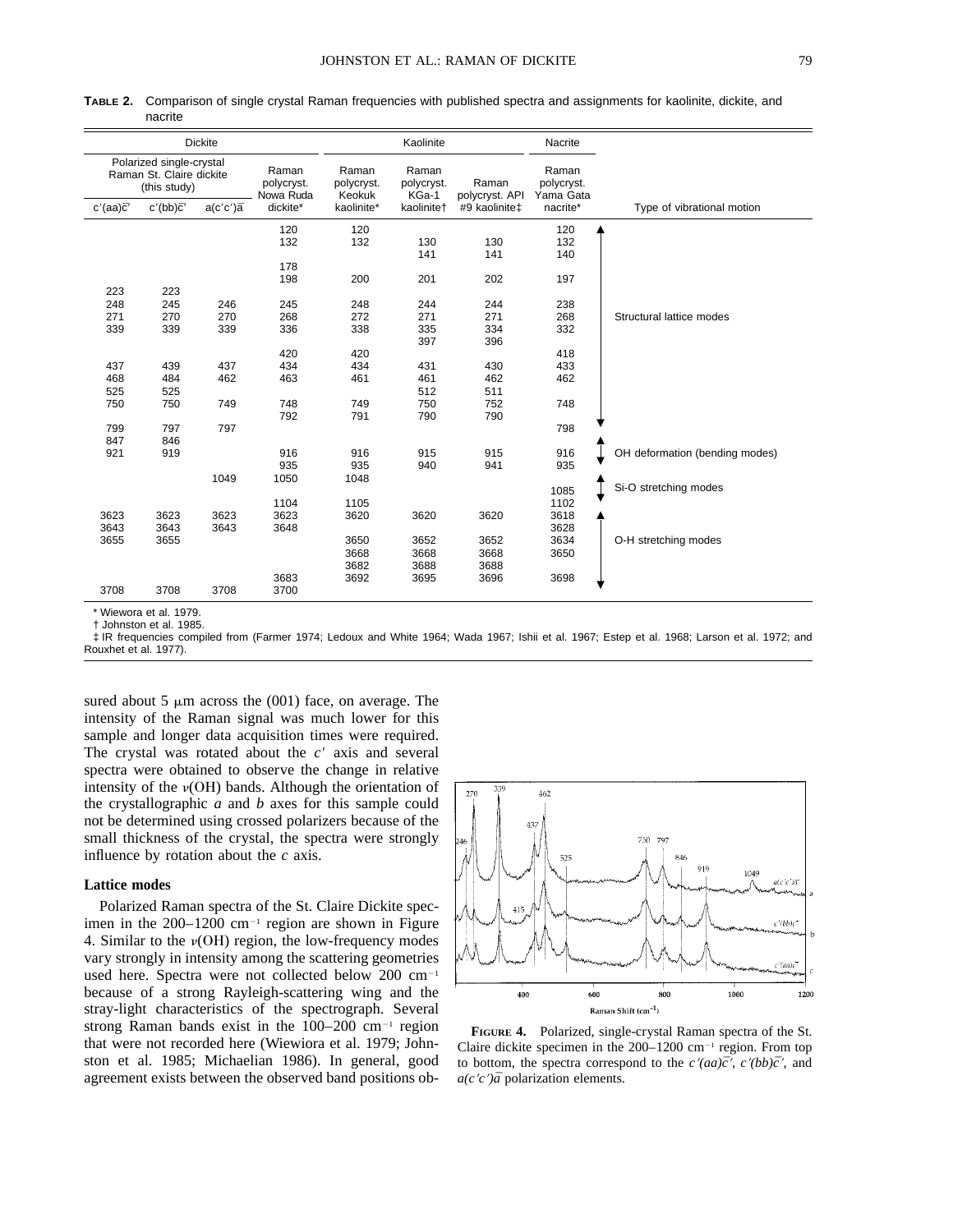**TABLE 2.** Comparison of single crystal Raman frequencies with published spectra and assignments for kaolinite, dickite, and nacrite

| Dickite | | | | Kaolinite | | | Nacrite | |
|---|---|---|---|---|---|---|---|---|
| Polarized single-crystal Raman St. Claire dickite (this study) | | | Raman polycryst. Nowa Ruda dickite* | Raman polycryst. Keokuk kaolinite* | Raman polycryst. KGa-1 kaolinite† | Raman polycryst. API #9 kaolinite‡ | Raman polycryst. Yama Gata nacrite* | Type of vibrational motion |
| $c'(aa)\bar{c}'$ | $c'(bb)\bar{c}'$ | $a(c'c')\bar{a}$ | | | | | | |
| | | | 120 | 120 | | | 120 | Structural lattice modes |
| | | | 132 | 132 | 130 | 130 | 132 | |
| | | | | | 141 | 141 | 140 | |
| | | | 178 | | | | | |
| | | | 198 | 200 | 201 | 202 | 197 | |
| 223 | 223 | | | | | | | |
| 248 | 245 | 246 | 245 | 248 | 244 | 244 | 238 | |
| 271 | 270 | 270 | 268 | 272 | 271 | 271 | 268 | |
| 339 | 339 | 339 | 336 | 338 | 335 | 334 | 332 | |
| | | | | | 397 | 396 | | |
| | | | 420 | 420 | | | 418 | |
| 437 | 439 | 437 | 434 | 434 | 431 | 430 | 433 | |
| 468 | 484 | 462 | 463 | 461 | 461 | 462 | 462 | |
| 525 | 525 | | | | 512 | 511 | | |
| 750 | 750 | 749 | 748 | 749 | 750 | 752 | 748 | |
| | | | 792 | 791 | 790 | 790 | | |
| 799 | 797 | 797 | | | | | 798 | |
| 847 | 846 | | | | | | | OH deformation (bending modes) |
| 921 | 919 | | 916 | 916 | 915 | 915 | 916 | |
| | | | 935 | 935 | 940 | 941 | 935 | |
| | | 1049 | 1050 | 1048 | | | | Si-O stretching modes |
| | | | | | | | 1085 | |
| | | | 1104 | 1105 | | | 1102 | |
| 3623 | 3623 | 3623 | 3623 | 3620 | 3620 | 3620 | 3618 | O-H stretching modes |
| 3643 | 3643 | 3643 | 3648 | | | | 3628 | |
| 3655 | 3655 | | | 3650 | 3652 | 3652 | 3634 | |
| | | | | 3668 | 3668 | 3668 | 3650 | |
| | | | | 3682 | 3688 | 3688 | | |
| | | | 3683 | 3692 | 3695 | 3696 | 3698 | |
| 3708 | 3708 | 3708 | 3700 | | | | | |

\* Wiewora et al. 1979.
† Johnston et al. 1985.
‡ IR frequencies compiled from (Farmer 1974; Ledoux and White 1964; Wada 1967; Ishii et al. 1967; Estep et al. 1968; Larson et al. 1972; and Rouxhet et al. 1977).

sured about 5 μm across the (001) face, on average. The intensity of the Raman signal was much lower for this sample and longer data acquisition times were required. The crystal was rotated about the $c'$ axis and several spectra were obtained to observe the change in relative intensity of the $\nu$(OH) bands. Although the orientation of the crystallographic $a$ and $b$ axes for this sample could not be determined using crossed polarizers because of the small thickness of the crystal, the spectra were strongly influence by rotation about the $c$ axis.

### Lattice modes

Polarized Raman spectra of the St. Claire Dickite specimen in the 200–1200 $cm^{-1}$ region are shown in Figure 4. Similar to the $\nu$(OH) region, the low-frequency modes vary strongly in intensity among the scattering geometries used here. Spectra were not collected below 200 $cm^{-1}$ because of a strong Rayleigh-scattering wing and the stray-light characteristics of the spectrograph. Several strong Raman bands exist in the 100–200 $cm^{-1}$ region that were not recorded here (Wiewiora et al. 1979; Johnston et al. 1985; Michaelian 1986). In general, good agreement exists between the observed band positions ob-

**FIGURE 4.** Polarized, single-crystal Raman spectra of the St. Claire dickite specimen in the 200–1200 $cm^{-1}$ region. From top to bottom, the spectra correspond to the $c'(aa)\bar{c}'$, $c'(bb)\bar{c}'$, and $a(c'c')\bar{a}$ polarization elements.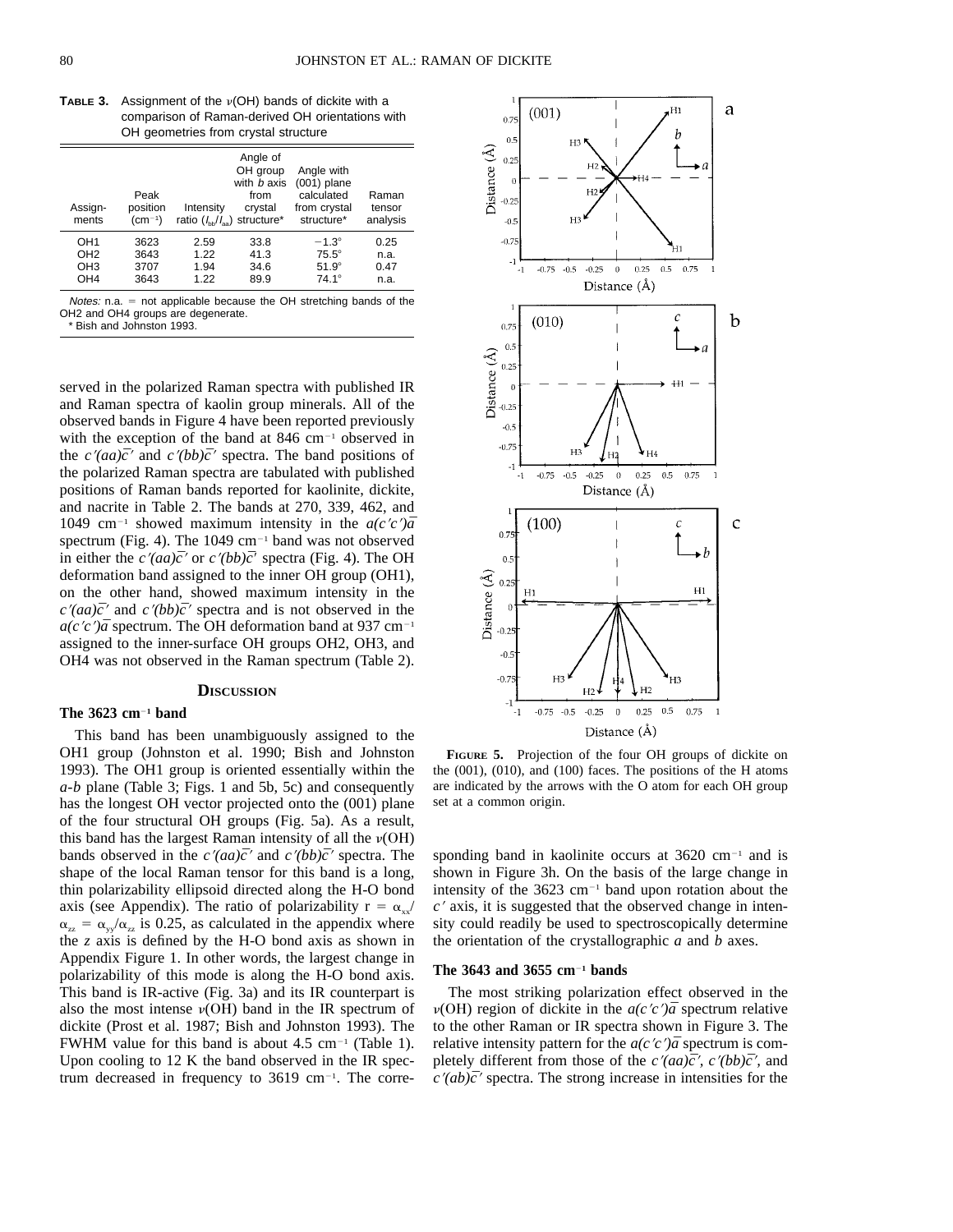**TABLE 3.** Assignment of the $\nu$(OH) bands of dickite with a comparison of Raman-derived OH orientations with OH geometries from crystal structure

| Assign-ments | Peak position ($cm^{-1}$) | Intensity ratio ($I_{bb}/I_{aa}$) | Angle of OH group with *b* axis from crystal structure* | Angle with (001) plane calculated from crystal structure* | Raman tensor analysis |
|---|---|---|---|---|---|
| OH1 | 3623 | 2.59 | 33.8 | −1.3° | 0.25 |
| OH2 | 3643 | 1.22 | 41.3 | 75.5° | n.a. |
| OH3 | 3707 | 1.94 | 34.6 | 51.9° | 0.47 |
| OH4 | 3643 | 1.22 | 89.9 | 74.1° | n.a. |

*Notes:* n.a. = not applicable because the OH stretching bands of the OH2 and OH4 groups are degenerate.
* Bish and Johnston 1993.

served in the polarized Raman spectra with published IR and Raman spectra of kaolin group minerals. All of the observed bands in Figure 4 have been reported previously with the exception of the band at 846 $cm^{-1}$ observed in the $c'(aa)\bar{c}'$ and $c'(bb)\bar{c}'$ spectra. The band positions of the polarized Raman spectra are tabulated with published positions of Raman bands reported for kaolinite, dickite, and nacrite in Table 2. The bands at 270, 339, 462, and 1049 $cm^{-1}$ showed maximum intensity in the $a(c'c')\bar{a}$ spectrum (Fig. 4). The 1049 $cm^{-1}$ band was not observed in either the $c'(aa)\bar{c}'$ or $c'(bb)\bar{c}'$ spectra (Fig. 4). The OH deformation band assigned to the inner OH group (OH1), on the other hand, showed maximum intensity in the $c'(aa)\bar{c}'$ and $c'(bb)\bar{c}'$ spectra and is not observed in the $a(c'c')\bar{a}$ spectrum. The OH deformation band at 937 $cm^{-1}$ assigned to the inner-surface OH groups OH2, OH3, and OH4 was not observed in the Raman spectrum (Table 2).

## DISCUSSION

### The 3623 $cm^{-1}$ band

This band has been unambiguously assigned to the OH1 group (Johnston et al. 1990; Bish and Johnston 1993). The OH1 group is oriented essentially within the *a-b* plane (Table 3; Figs. 1 and 5b, 5c) and consequently has the longest OH vector projected onto the (001) plane of the four structural OH groups (Fig. 5a). As a result, this band has the largest Raman intensity of all the $\nu$(OH) bands observed in the $c'(aa)\bar{c}'$ and $c'(bb)\bar{c}'$ spectra. The shape of the local Raman tensor for this band is a long, thin polarizability ellipsoid directed along the H-O bond axis (see Appendix). The ratio of polarizability $r = \alpha_{xx}/\alpha_{zz} = \alpha_{yy}/\alpha_{zz}$ is 0.25, as calculated in the appendix where the *z* axis is defined by the H-O bond axis as shown in Appendix Figure 1. In other words, the largest change in polarizability of this mode is along the H-O bond axis. This band is IR-active (Fig. 3a) and its IR counterpart is also the most intense $\nu$(OH) band in the IR spectrum of dickite (Prost et al. 1987; Bish and Johnston 1993). The FWHM value for this band is about 4.5 $cm^{-1}$ (Table 1). Upon cooling to 12 K the band observed in the IR spectrum decreased in frequency to 3619 $cm^{-1}$. The corresponding band in kaolinite occurs at 3620 $cm^{-1}$ and is shown in Figure 3h. On the basis of the large change in intensity of the 3623 $cm^{-1}$ band upon rotation about the $c'$ axis, it is suggested that the observed change in intensity could readily be used to spectroscopically determine the orientation of the crystallographic *a* and *b* axes.

**FIGURE 5.** Projection of the four OH groups of dickite on the (001), (010), and (100) faces. The positions of the H atoms are indicated by the arrows with the O atom for each OH group set at a common origin.

### The 3643 and 3655 $cm^{-1}$ bands

The most striking polarization effect observed in the $\nu$(OH) region of dickite in the $a(c'c')\bar{a}$ spectrum relative to the other Raman or IR spectra shown in Figure 3. The relative intensity pattern for the $a(c'c')\bar{a}$ spectrum is completely different from those of the $c'(aa)\bar{c}'$, $c'(bb)\bar{c}'$, and $c'(ab)\bar{c}'$ spectra. The strong increase in intensities for the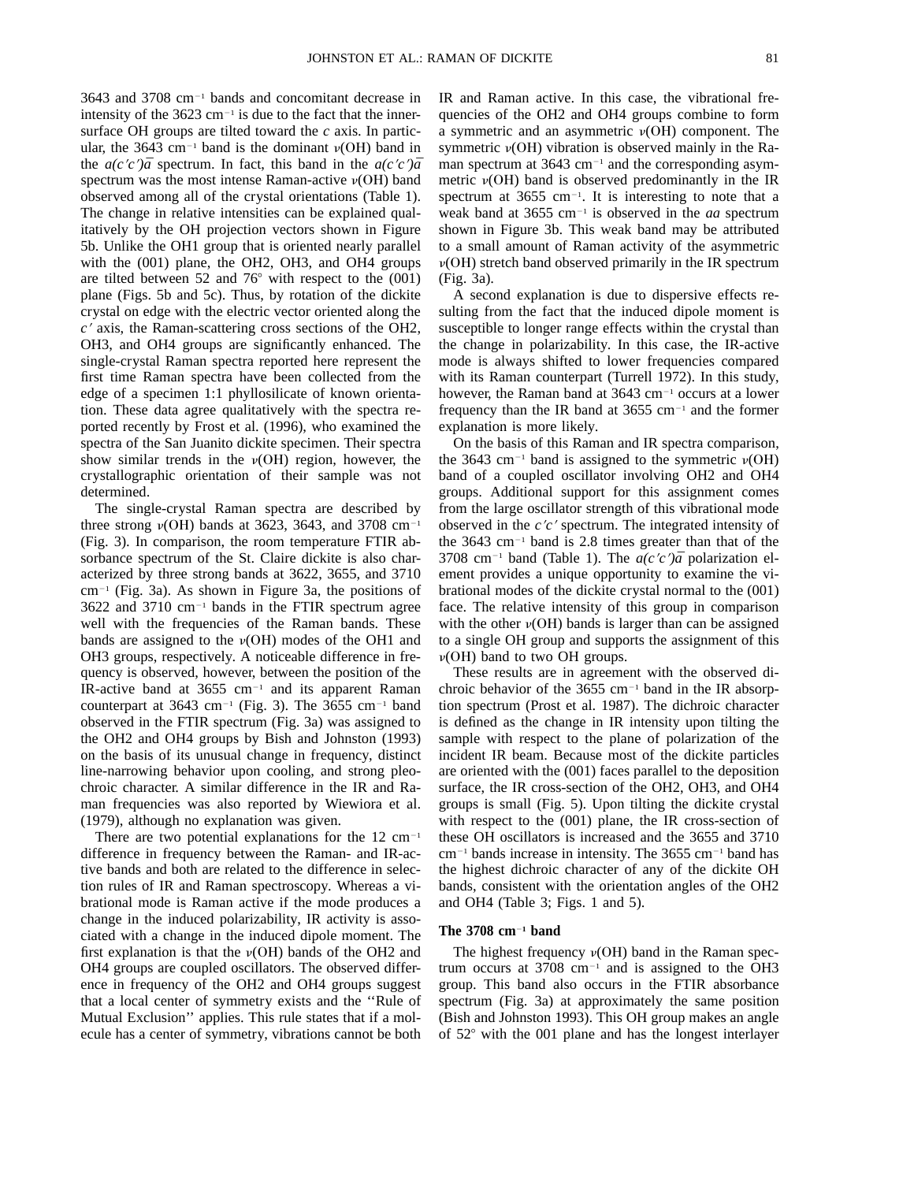3643 and 3708 cm$^{-1}$ bands and concomitant decrease in intensity of the 3623 cm$^{-1}$ is due to the fact that the inner-surface OH groups are tilted toward the *c* axis. In particular, the 3643 cm$^{-1}$ band is the dominant $\nu$(OH) band in the $a(c'c')\bar{a}$ spectrum. In fact, this band in the $a(c'c')\bar{a}$ spectrum was the most intense Raman-active $\nu$(OH) band observed among all of the crystal orientations (Table 1). The change in relative intensities can be explained qualitatively by the OH projection vectors shown in Figure 5b. Unlike the OH1 group that is oriented nearly parallel with the (001) plane, the OH2, OH3, and OH4 groups are tilted between 52 and 76° with respect to the (001) plane (Figs. 5b and 5c). Thus, by rotation of the dickite crystal on edge with the electric vector oriented along the $c'$ axis, the Raman-scattering cross sections of the OH2, OH3, and OH4 groups are significantly enhanced. The single-crystal Raman spectra reported here represent the first time Raman spectra have been collected from the edge of a specimen 1:1 phyllosilicate of known orientation. These data agree qualitatively with the spectra reported recently by Frost et al. (1996), who examined the spectra of the San Juanito dickite specimen. Their spectra show similar trends in the $\nu$(OH) region, however, the crystallographic orientation of their sample was not determined.

The single-crystal Raman spectra are described by three strong $\nu$(OH) bands at 3623, 3643, and 3708 cm$^{-1}$ (Fig. 3). In comparison, the room temperature FTIR absorbance spectrum of the St. Claire dickite is also characterized by three strong bands at 3622, 3655, and 3710 cm$^{-1}$ (Fig. 3a). As shown in Figure 3a, the positions of 3622 and 3710 cm$^{-1}$ bands in the FTIR spectrum agree well with the frequencies of the Raman bands. These bands are assigned to the $\nu$(OH) modes of the OH1 and OH3 groups, respectively. A noticeable difference in frequency is observed, however, between the position of the IR-active band at 3655 cm$^{-1}$ and its apparent Raman counterpart at 3643 cm$^{-1}$ (Fig. 3). The 3655 cm$^{-1}$ band observed in the FTIR spectrum (Fig. 3a) was assigned to the OH2 and OH4 groups by Bish and Johnston (1993) on the basis of its unusual change in frequency, distinct line-narrowing behavior upon cooling, and strong pleochroic character. A similar difference in the IR and Raman frequencies was also reported by Wiewiora et al. (1979), although no explanation was given.

There are two potential explanations for the 12 cm$^{-1}$ difference in frequency between the Raman- and IR-active bands and both are related to the difference in selection rules of IR and Raman spectroscopy. Whereas a vibrational mode is Raman active if the mode produces a change in the induced polarizability, IR activity is associated with a change in the induced dipole moment. The first explanation is that the $\nu$(OH) bands of the OH2 and OH4 groups are coupled oscillators. The observed difference in frequency of the OH2 and OH4 groups suggest that a local center of symmetry exists and the ''Rule of Mutual Exclusion'' applies. This rule states that if a molecule has a center of symmetry, vibrations cannot be both IR and Raman active. In this case, the vibrational frequencies of the OH2 and OH4 groups combine to form a symmetric and an asymmetric $\nu$(OH) component. The symmetric $\nu$(OH) vibration is observed mainly in the Raman spectrum at 3643 cm$^{-1}$ and the corresponding asymmetric $\nu$(OH) band is observed predominantly in the IR spectrum at 3655 cm$^{-1}$. It is interesting to note that a weak band at 3655 cm$^{-1}$ is observed in the *aa* spectrum shown in Figure 3b. This weak band may be attributed to a small amount of Raman activity of the asymmetric $\nu$(OH) stretch band observed primarily in the IR spectrum (Fig. 3a).

A second explanation is due to dispersive effects resulting from the fact that the induced dipole moment is susceptible to longer range effects within the crystal than the change in polarizability. In this case, the IR-active mode is always shifted to lower frequencies compared with its Raman counterpart (Turrell 1972). In this study, however, the Raman band at 3643 cm$^{-1}$ occurs at a lower frequency than the IR band at 3655 cm$^{-1}$ and the former explanation is more likely.

On the basis of this Raman and IR spectra comparison, the 3643 cm$^{-1}$ band is assigned to the symmetric $\nu$(OH) band of a coupled oscillator involving OH2 and OH4 groups. Additional support for this assignment comes from the large oscillator strength of this vibrational mode observed in the $c'c'$ spectrum. The integrated intensity of the 3643 cm$^{-1}$ band is 2.8 times greater than that of the 3708 cm$^{-1}$ band (Table 1). The $a(c'c')\bar{a}$ polarization element provides a unique opportunity to examine the vibrational modes of the dickite crystal normal to the (001) face. The relative intensity of this group in comparison with the other $\nu$(OH) bands is larger than can be assigned to a single OH group and supports the assignment of this $\nu$(OH) band to two OH groups.

These results are in agreement with the observed dichroic behavior of the 3655 cm$^{-1}$ band in the IR absorption spectrum (Prost et al. 1987). The dichroic character is defined as the change in IR intensity upon tilting the sample with respect to the plane of polarization of the incident IR beam. Because most of the dickite particles are oriented with the (001) faces parallel to the deposition surface, the IR cross-section of the OH2, OH3, and OH4 groups is small (Fig. 5). Upon tilting the dickite crystal with respect to the (001) plane, the IR cross-section of these OH oscillators is increased and the 3655 and 3710 cm$^{-1}$ bands increase in intensity. The 3655 cm$^{-1}$ band has the highest dichroic character of any of the dickite OH bands, consistent with the orientation angles of the OH2 and OH4 (Table 3; Figs. 1 and 5).

### The 3708 cm$^{-1}$ band

The highest frequency $\nu$(OH) band in the Raman spectrum occurs at 3708 cm$^{-1}$ and is assigned to the OH3 group. This band also occurs in the FTIR absorbance spectrum (Fig. 3a) at approximately the same position (Bish and Johnston 1993). This OH group makes an angle of 52° with the 001 plane and has the longest interlayer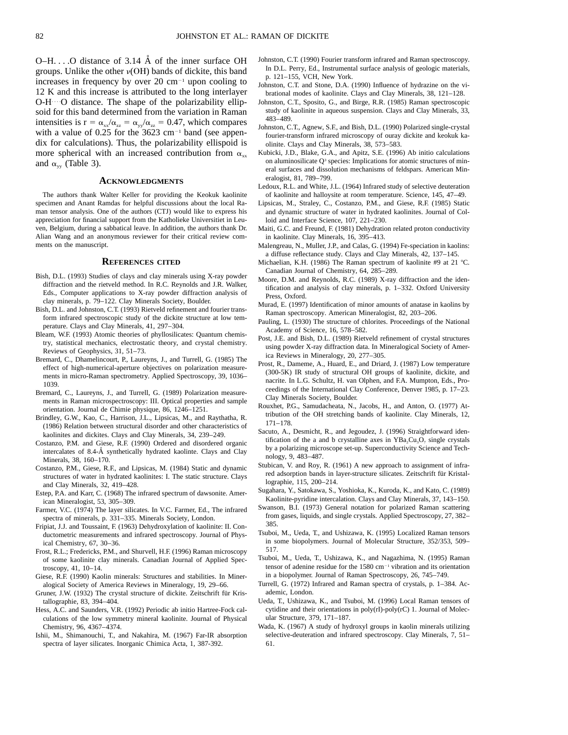O–H. . . .O distance of 3.14 Å of the inner surface OH groups. Unlike the other $\nu$(OH) bands of dickite, this band increases in frequency by over 20 $cm^{-1}$ upon cooling to 12 K and this increase is attributed to the long interlayer O-H⋯O distance. The shape of the polarizability ellipsoid for this band determined from the variation in Raman intensities is $r = \alpha_{xx}/\alpha_{zz} = \alpha_{yy}/\alpha_{zz} = 0.47$, which compares with a value of 0.25 for the 3623 $cm^{-1}$ band (see appendix for calculations). Thus, the polarizability ellipsoid is more spherical with an increased contribution from $\alpha_{xx}$ and $\alpha_{yy}$ (Table 3).

## Acknowledgments

The authors thank Walter Keller for providing the Keokuk kaolinite specimen and Anant Ramdas for helpful discussions about the local Raman tensor analysis. One of the authors (CTJ) would like to express his appreciation for financial support from the Katholieke Universitiet in Leuven, Belgium, during a sabbatical leave. In addition, the authors thank Dr. Alian Wang and an anonymous reviewer for their critical review comments on the manuscript.

## References cited

Bish, D.L. (1993) Studies of clays and clay minerals using X-ray powder diffraction and the rietveld method. In R.C. Reynolds and J.R. Walker, Eds., Computer applications to X-ray powder diffraction analysis of clay minerals, p. 79–122. Clay Minerals Society, Boulder.

Bish, D.L. and Johnston, C.T. (1993) Rietveld refinement and fourier transform infrared spectroscopic study of the dickite structure at low temperature. Clays and Clay Minerals, 41, 297–304.

Bleam, W.F. (1993) Atomic theories of phyllosilicates: Quantum chemistry, statistical mechanics, electrostatic theory, and crystal chemistry. Reviews of Geophysics, 31, 51–73.

Bremard, C., Dhamelincourt, P., Laureyns, J., and Turrell, G. (1985) The effect of high-numerical-aperture objectives on polarization measurements in micro-Raman spectrometry. Applied Spectroscopy, 39, 1036–1039.

Bremard, C., Laureyns, J., and Turrell, G. (1989) Polarization measurements in Raman microspectroscopy: III. Optical properties and sample orientation. Journal de Chimie physique, 86, 1246–1251.

Brindley, G.W., Kao, C., Harrison, J.L., Lipsicas, M., and Raythatha, R. (1986) Relation between structural disorder and other characteristics of kaolinites and dickites. Clays and Clay Minerals, 34, 239–249.

Costanzo, P.M. and Giese, R.F. (1990) Ordered and disordered organic intercalates of 8.4-Å synthetically hydrated kaolinte. Clays and Clay Minerals, 38, 160–170.

Costanzo, P.M., Giese, R.F., and Lipsicas, M. (1984) Static and dynamic structures of water in hydrated kaolinites: I. The static structure. Clays and Clay Minerals, 32, 419–428.

Estep, P.A. and Karr, C. (1968) The infrared spectrum of dawsonite. American Mineralogist, 53, 305–309.

Farmer, V.C. (1974) The layer silicates. In V.C. Farmer, Ed., The infrared spectra of minerals, p. 331–335. Minerals Society, London.

Fripiat, J.J. and Toussaint, F. (1963) Dehydroxylation of kaolinite: II. Conductometric measurements and infrared spectroscopy. Journal of Physical Chemistry, 67, 30–36.

Frost, R.L.; Fredericks, P.M., and Shurvell, H.F. (1996) Raman microscopy of some kaolinite clay minerals. Canadian Journal of Applied Spectroscopy, 41, 10–14.

Giese, R.F. (1990) Kaolin minerals: Structures and stabilities. In Mineralogical Society of America Reviews in Mineralogy, 19, 29–66.

Gruner, J.W. (1932) The crystal structure of dickite. Zeitschrift für Kristallographie, 83, 394–404.

Hess, A.C. and Saunders, V.R. (1992) Periodic ab initio Hartree-Fock calculations of the low symmetry mineral kaolinite. Journal of Physical Chemistry, 96, 4367–4374.

Ishii, M., Shimanouchi, T., and Nakahira, M. (1967) Far-IR absorption spectra of layer silicates. Inorganic Chimica Acta, 1, 387-392.

Johnston, C.T. (1990) Fourier transform infrared and Raman spectroscopy. In D.L. Perry, Ed., Instrumental surface analysis of geologic materials, p. 121–155, VCH, New York.

Johnston, C.T. and Stone, D.A. (1990) Influence of hydrazine on the vibrational modes of kaolinite. Clays and Clay Minerals, 38, 121–128.

Johnston, C.T., Sposito, G., and Birge, R.R. (1985) Raman spectroscopic study of kaolinite in aqueous suspension. Clays and Clay Minerals, 33, 483–489.

Johnston, C.T., Agnew, S.F., and Bish, D.L. (1990) Polarized single-crystal fourier-transform infrared microscopy of ouray dickite and keokuk kaolinite. Clays and Clay Minerals, 38, 573–583.

Kubicki, J.D., Blake, G.A., and Apitz, S.E. (1996) Ab initio calculations on aluminosilicate $Q^3$ species: Implications for atomic structures of mineral surfaces and dissolution mechanisms of feldspars. American Mineralogist, 81, 789–799.

Ledoux, R.L. and White, J.L. (1964) Infrared study of selective deuteration of kaolinite and halloysite at room temperature. Science, 145, 47–49.

Lipsicas, M., Straley, C., Costanzo, P.M., and Giese, R.F. (1985) Static and dynamic structure of water in hydrated kaolinites. Journal of Colloid and Interface Science, 107, 221–230.

Maiti, G.C. and Freund, F. (1981) Dehydration related proton conductivity in kaolinite. Clay Minerals, 16, 395–413.

Malengreau, N., Muller, J.P., and Calas, G. (1994) Fe-speciation in kaolins: a diffuse reflectance study. Clays and Clay Minerals, 42, 137–145.

Michaelian, K.H. (1986) The Raman spectrum of kaolinite #9 at 21 °C. Canadian Journal of Chemistry, 64, 285–289.

Moore, D.M. and Reynolds, R.C. (1989) X-ray diffraction and the identification and analysis of clay minerals, p. 1–332. Oxford University Press, Oxford.

Murad, E. (1997) Identification of minor amounts of anatase in kaolins by Raman spectroscopy. American Mineralogist, 82, 203–206.

Pauling, L. (1930) The structure of chlorites. Proceedings of the National Academy of Science, 16, 578–582.

Post, J.E. and Bish, D.L. (1989) Rietveld refinement of crystal structures using powder X-ray diffraction data. In Mineralogical Society of America Reviews in Mineralogy, 20, 277–305.

Prost, R., Dameme, A., Huard, E., and Driard, J. (1987) Low temperature (300-5K) IR study of structural OH groups of kaolinite, dickite, and nacrite. In L.G. Schultz, H. van Olphen, and F.A. Mumpton, Eds., Proceedings of the International Clay Conference, Denver 1985, p. 17–23. Clay Minerals Society, Boulder.

Rouxhet, P.G., Samudacheata, N., Jacobs, H., and Anton, O. (1977) Attribution of the OH stretching bands of kaolinite. Clay Minerals, 12, 171–178.

Sacuto, A., Desmicht, R., and Jegoudez, J. (1996) Straightforward identification of the a and b crystalline axes in $YBa_2Cu_3O_7$ single crystals by a polarizing microscope set-up. Superconductivity Science and Technology, 9, 483–487.

Stubican, V. and Roy, R. (1961) A new approach to assignment of infrared adsorption bands in layer-structure silicates. Zeitschrift für Kristallographie, 115, 200–214.

Sugahara, Y., Satokawa, S., Yoshioka, K., Kuroda, K., and Kato, C. (1989) Kaolinite-pyridine intercalation. Clays and Clay Minerals, 37, 143–150.

Swanson, B.I. (1973) General notation for polarized Raman scattering from gases, liquids, and single crystals. Applied Spectroscopy, 27, 382–385.

Tsuboi, M., Ueda, T., and Ushizawa, K. (1995) Localized Raman tensors in some biopolymers. Journal of Molecular Structure, 352/353, 509–517.

Tsuboi, M., Ueda, T., Ushizawa, K., and Nagazhima, N. (1995) Raman tensor of adenine residue for the 1580 $cm^{-1}$ vibration and its orientation in a biopolymer. Journal of Raman Spectroscopy, 26, 745–749.

Turrell, G. (1972) Infrared and Raman spectra of crystals, p. 1–384. Academic, London.

Ueda, T., Ushizawa, K., and Tsuboi, M. (1996) Local Raman tensors of cytidine and their orientations in poly(rI)-poly(rC) 1. Journal of Molecular Structure, 379, 171–187.

Wada, K. (1967) A study of hydroxyl groups in kaolin minerals utilizing selective-deuteration and infrared spectroscopy. Clay Minerals, 7, 51–61.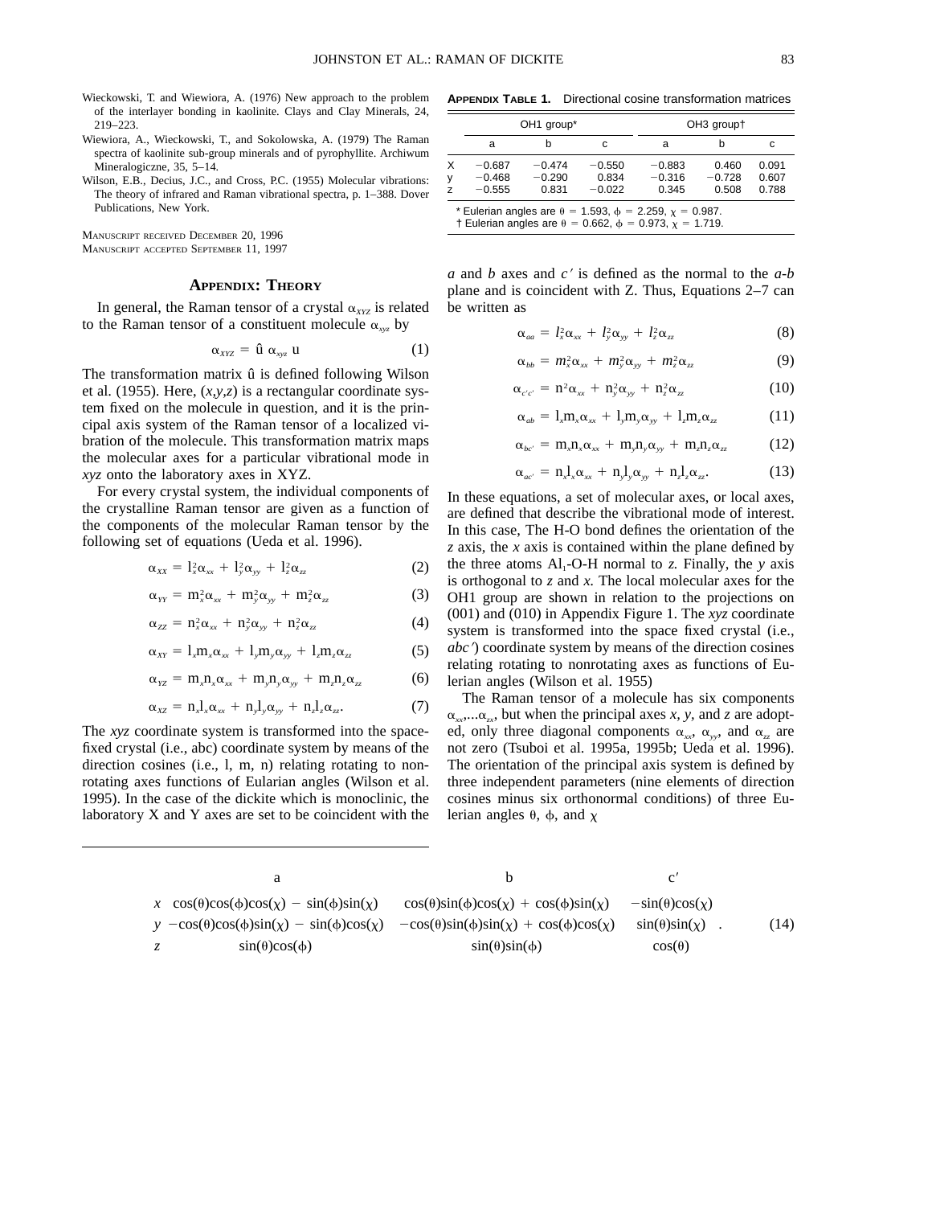Wieckowski, T. and Wiewiora, A. (1976) New approach to the problem of the interlayer bonding in kaolinite. Clays and Clay Minerals, 24, 219–223.

Wiewiora, A., Wieckowski, T., and Sokolowska, A. (1979) The Raman spectra of kaolinite sub-group minerals and of pyrophyllite. Archiwum Mineralogiczne, 35, 5–14.

Wilson, E.B., Decius, J.C., and Cross, P.C. (1955) Molecular vibrations: The theory of infrared and Raman vibrational spectra, p. 1–388. Dover Publications, New York.

MANUSCRIPT RECEIVED DECEMBER 20, 1996
MANUSCRIPT ACCEPTED SEPTEMBER 11, 1997

## APPENDIX: THEORY

In general, the Raman tensor of a crystal $\alpha_{XYZ}$ is related to the Raman tensor of a constituent molecule $\alpha_{xyz}$ by

$$\alpha_{XYZ} = \hat{u}\ \alpha_{xyz}\ u \tag{1}$$

The transformation matrix û is defined following Wilson et al. (1955). Here, $(x,y,z)$ is a rectangular coordinate system fixed on the molecule in question, and it is the principal axis system of the Raman tensor of a localized vibration of the molecule. This transformation matrix maps the molecular axes for a particular vibrational mode in *xyz* onto the laboratory axes in XYZ.

For every crystal system, the individual components of the crystalline Raman tensor are given as a function of the components of the molecular Raman tensor by the following set of equations (Ueda et al. 1996).

$$\alpha_{XX} = l_x^2\alpha_{xx} + l_y^2\alpha_{yy} + l_z^2\alpha_{zz} \tag{2}$$

$$\alpha_{YY} = m_x^2\alpha_{xx} + m_y^2\alpha_{yy} + m_z^2\alpha_{zz} \tag{3}$$

$$\alpha_{ZZ} = n_x^2\alpha_{xx} + n_y^2\alpha_{yy} + n_z^2\alpha_{zz} \tag{4}$$

$$\alpha_{XY} = l_x m_x\alpha_{xx} + l_y m_y\alpha_{yy} + l_z m_z\alpha_{zz} \tag{5}$$

$$\alpha_{YZ} = m_x n_x\alpha_{xx} + m_y n_y\alpha_{yy} + m_z n_z\alpha_{zz} \tag{6}$$

$$\alpha_{XZ} = n_x l_x\alpha_{xx} + n_y l_y\alpha_{yy} + n_z l_z\alpha_{zz}. \tag{7}$$

The *xyz* coordinate system is transformed into the space-fixed crystal (i.e., abc) coordinate system by means of the direction cosines (i.e., l, m, n) relating rotating to nonrotating axes functions of Eularian angles (Wilson et al. 1995). In the case of the dickite which is monoclinic, the laboratory X and Y axes are set to be coincident with the *a* and *b* axes and *c′* is defined as the normal to the *a-b* plane and is coincident with Z. Thus, Equations 2–7 can be written as

$$\alpha_{aa} = l_x^2\alpha_{xx} + l_y^2\alpha_{yy} + l_z^2\alpha_{zz} \tag{8}$$

$$\alpha_{bb} = m_x^2\alpha_{xx} + m_y^2\alpha_{yy} + m_z^2\alpha_{zz} \tag{9}$$

$$\alpha_{c'c'} = n^2\alpha_{xx} + n_y^2\alpha_{yy} + n_z^2\alpha_{zz} \tag{10}$$

$$\alpha_{ab} = l_x m_x\alpha_{xx} + l_y m_y\alpha_{yy} + l_z m_z\alpha_{zz} \tag{11}$$

$$\alpha_{bc'} = m_x n_x\alpha_{xx} + m_y n_y\alpha_{yy} + m_z n_z\alpha_{zz} \tag{12}$$

$$\alpha_{ac'} = n_x l_x\alpha_{xx} + n_y l_y\alpha_{yy} + n_z l_z\alpha_{zz}. \tag{13}$$

In these equations, a set of molecular axes, or local axes, are defined that describe the vibrational mode of interest. In this case, The H-O bond defines the orientation of the *z* axis, the *x* axis is contained within the plane defined by the three atoms $Al_1$-O-H normal to *z.* Finally, the *y* axis is orthogonal to *z* and *x*. The local molecular axes for the OH1 group are shown in relation to the projections on (001) and (010) in Appendix Figure 1. The *xyz* coordinate system is transformed into the space fixed crystal (i.e., *abc′*) coordinate system by means of the direction cosines relating rotating to nonrotating axes as functions of Eulerian angles (Wilson et al. 1955)

The Raman tensor of a molecule has six components $\alpha_{xx},...\alpha_{zx}$, but when the principal axes *x*, *y*, and *z* are adopted, only three diagonal components $\alpha_{xx}$, $\alpha_{yy}$, and $\alpha_{zz}$ are not zero (Tsuboi et al. 1995a, 1995b; Ueda et al. 1996). The orientation of the principal axis system is defined by three independent parameters (nine elements of direction cosines minus six orthonormal conditions) of three Eulerian angles θ, ϕ, and χ

**APPENDIX TABLE 1.** Directional cosine transformation matrices

| | OH1 group* | | | OH3 group† | | |
|---|---|---|---|---|---|---|
| | a | b | c | a | b | c |
| X | −0.687 | −0.474 | −0.550 | −0.883 | 0.460 | 0.091 |
| y | −0.468 | −0.290 | 0.834 | −0.316 | −0.728 | 0.607 |
| z | −0.555 | 0.831 | −0.022 | 0.345 | 0.508 | 0.788 |

\* Eulerian angles are θ = 1.593, ϕ = 2.259, χ = 0.987.
† Eulerian angles are θ = 0.662, ϕ = 0.973, χ = 1.719.

$$\begin{array}{cccc} & a & b & c' \\ x & \cos(\theta)\cos(\phi)\cos(\chi) - \sin(\phi)\sin(\chi) & \cos(\theta)\sin(\phi)\cos(\chi) + \cos(\phi)\sin(\chi) & -\sin(\theta)\cos(\chi) \\ y & -\cos(\theta)\cos(\phi)\sin(\chi) - \sin(\phi)\cos(\chi) & -\cos(\theta)\sin(\phi)\sin(\chi) + \cos(\phi)\cos(\chi) & \sin(\theta)\sin(\chi) \\ z & \sin(\theta)\cos(\phi) & \sin(\theta)\sin(\phi) & \cos(\theta) \end{array} \tag{14}$$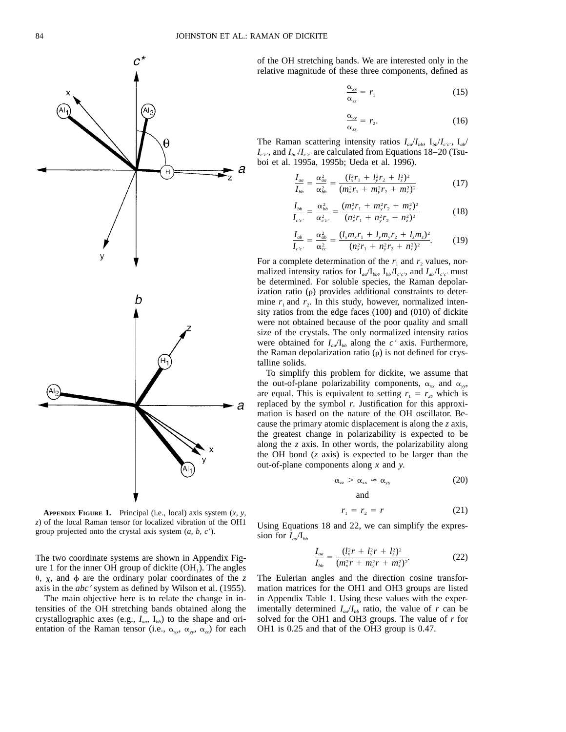The two coordinate systems are shown in Appendix Figure 1 for the inner OH group of dickite ($OH_1$). The angles θ, χ, and ϕ are the ordinary polar coordinates of the *z* axis in the *abc′* system as defined by Wilson et al. (1955).

The main objective here is to relate the change in intensities of the OH stretching bands obtained along the crystallographic axes (e.g., $I_{aa}$, $I_{bb}$) to the shape and orientation of the Raman tensor (i.e., $\alpha_{xx}$, $\alpha_{yy}$, $\alpha_{zz}$) for each of the OH stretching bands. We are interested only in the relative magnitude of these three components, defined as

$$\frac{\alpha_{xx}}{\alpha_{zz}} = r_1 \tag{15}$$

$$\frac{\alpha_{yy}}{\alpha_{zz}} = r_2. \tag{16}$$

The Raman scattering intensity ratios $I_{aa}/I_{bb}$, $I_{bb}/I_{c'c'}$, $I_{ab}/I_{c'c'}$, and $I_{bc'}/I_{c'c'}$ are calculated from Equations 18–20 (Tsuboi et al. 1995a, 1995b; Ueda et al. 1996).

$$\frac{I_{aa}}{I_{bb}} = \frac{\alpha_{aa}^2}{\alpha_{bb}^2} = \frac{(l_x^2 r_1 + l_y^2 r_2 + l_z^2)^2}{(m_x^2 r_1 + m_y^2 r_2 + m_z^2)^2} \tag{17}$$

$$\frac{I_{bb}}{I_{c'c'}} = \frac{\alpha_{bb}^2}{\alpha_{c'c'}^2} = \frac{(m_x^2 r_1 + m_y^2 r_2 + m_z^2)^2}{(n_x^2 r_1 + n_y^2 r_2 + n_z^2)^2} \tag{18}$$

$$\frac{I_{ab}}{I_{c'c'}} = \frac{\alpha_{ab}^2}{\alpha_{cc}^2} = \frac{(l_x m_x r_1 + l_y m_y r_2 + l_z m_z)^2}{(n_x^2 r_1 + n_y^2 r_2 + n_z^2)^2}. \tag{19}$$

For a complete determination of the $r_1$ and $r_2$ values, normalized intensity ratios for $I_{aa}/I_{bb}$, $I_{bb}/I_{c'c'}$, and $I_{ab}/I_{c'c'}$ must be determined. For soluble species, the Raman depolarization ratio (ρ) provides additional constraints to determine $r_1$ and $r_2$. In this study, however, normalized intensity ratios from the edge faces (100) and (010) of dickite were not obtained because of the poor quality and small size of the crystals. The only normalized intensity ratios were obtained for $I_{aa}/I_{bb}$ along the *c′* axis. Furthermore, the Raman depolarization ratio (ρ) is not defined for crystalline solids.

To simplify this problem for dickite, we assume that the out-of-plane polarizability components, $\alpha_{xx}$ and $\alpha_{yy}$, are equal. This is equivalent to setting $r_1 = r_2$, which is replaced by the symbol *r*. Justification for this approximation is based on the nature of the OH oscillator. Because the primary atomic displacement is along the *z* axis, the greatest change in polarizability is expected to be along the *z* axis. In other words, the polarizability along the OH bond (*z* axis) is expected to be larger than the out-of-plane components along *x* and *y*.

$$\alpha_{zz} > \alpha_{xx} \approx \alpha_{yy} \tag{20}$$

and

$$r_1 = r_2 = r \tag{21}$$

Using Equations 18 and 22, we can simplify the expression for $I_{aa}/I_{bb}$

$$\frac{I_{aa}}{I_{bb}} = \frac{(l_x^2 r + l_y^2 r + l_z^2)^2}{(m_x^2 r + m_y^2 r + m_z^2)^2}. \tag{22}$$

The Eulerian angles and the direction cosine transformation matrices for the OH1 and OH3 groups are listed in Appendix Table 1. Using these values with the experimentally determined $I_{aa}/I_{bb}$ ratio, the value of *r* can be solved for the OH1 and OH3 groups. The value of *r* for OH1 is 0.25 and that of the OH3 group is 0.47.

c*
x
Al1
Al2
θ
H
a
z
y

b
z
H1
Al2
a
x
y
Al1

**APPENDIX FIGURE 1.** Principal (i.e., local) axis system (*x, y, z*) of the local Raman tensor for localized vibration of the OH1 group projected onto the crystal axis system (*a, b, c′*).